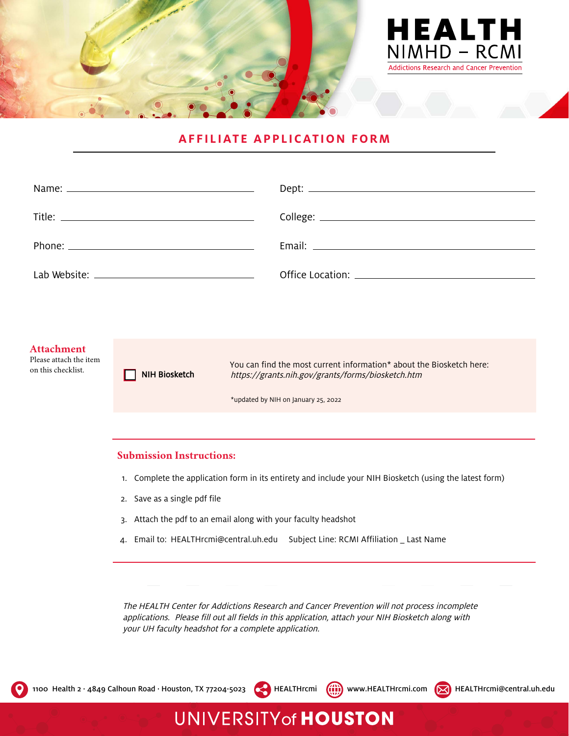# HEALTH
## NIMHD – RCMI
Addictions Research and Cancer Prevention

## AFFILIATE APPLICATION FORM

Name: ______________________ Dept: ______________________

Title: ______________________ College: ______________________

Phone: ______________________ Email: ______________________

Lab Website: ______________________ Office Location: ______________________

### Attachment

Please attach the item on this checklist.

☐ **NIH Biosketch**

You can find the most current information* about the Biosketch here: *https://grants.nih.gov/grants/forms/biosketch.htm*

*updated by NIH on January 25, 2022

### Submission Instructions:

1. Complete the application form in its entirety and include your NIH Biosketch (using the latest form)
2. Save as a single pdf file
3. Attach the pdf to an email along with your faculty headshot
4. Email to: HEALTHrcmi@central.uh.edu Subject Line: RCMI Affiliation _ Last Name

*The HEALTH Center for Addictions Research and Cancer Prevention will not process incomplete applications. Please fill out all fields in this application, attach your NIH Biosketch along with your UH faculty headshot for a complete application.*

1100 Health 2 · 4849 Calhoun Road · Houston, TX 77204-5023 | HEALTHrcmi | www.HEALTHrcmi.com | HEALTHrcmi@central.uh.edu

UNIVERSITY of HOUSTON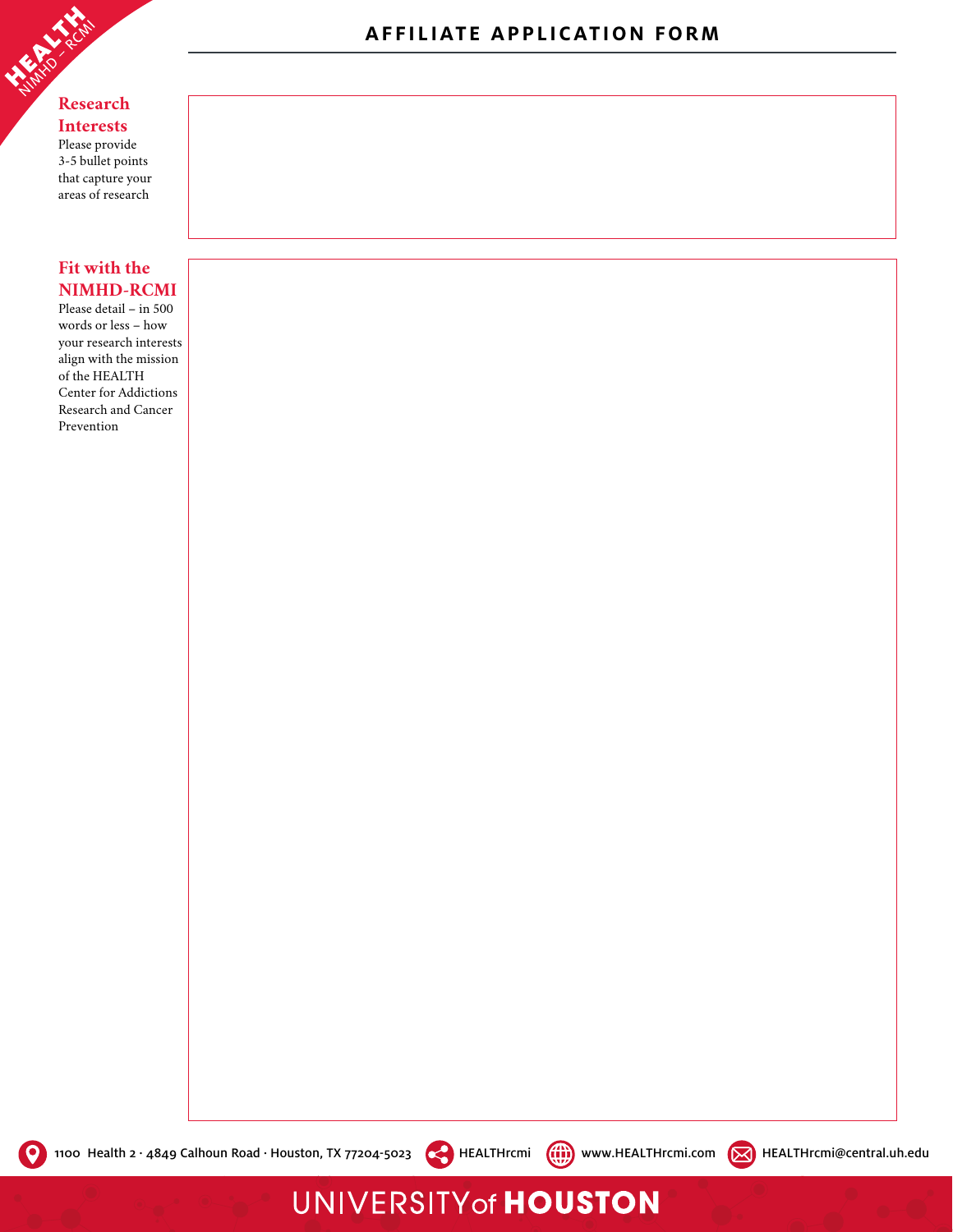# AFFILIATE APPLICATION FORM

## Research Interests

Please provide 3-5 bullet points that capture your areas of research

## Fit with the NIMHD-RCMI

Please detail – in 500 words or less – how your research interests align with the mission of the HEALTH Center for Addictions Research and Cancer Prevention

1100 Health 2 · 4849 Calhoun Road · Houston, TX 77204-5023 HEALTHrcmi www.HEALTHrcmi.com HEALTHrcmi@central.uh.edu